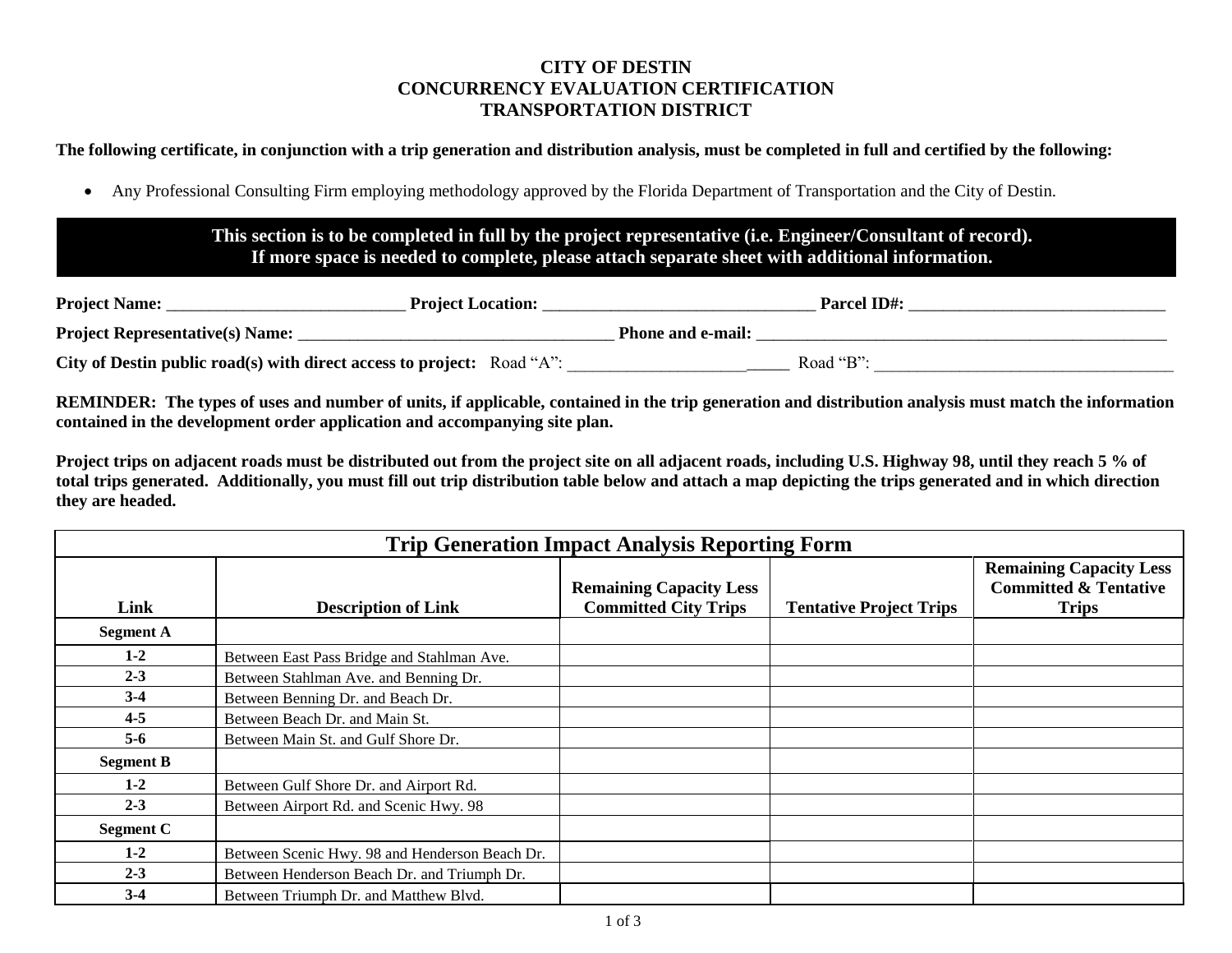# CITY OF DESTIN
# CONCURRENCY EVALUATION CERTIFICATION
# TRANSPORTATION DISTRICT

**The following certificate, in conjunction with a trip generation and distribution analysis, must be completed in full and certified by the following:**

- Any Professional Consulting Firm employing methodology approved by the Florida Department of Transportation and the City of Destin.

**This section is to be completed in full by the project representative (i.e. Engineer/Consultant of record).**
**If more space is needed to complete, please attach separate sheet with additional information.**

**Project Name:** ____________________________ **Project Location:** ________________________________ **Parcel ID#:** ______________________________

**Project Representative(s) Name:** _____________________________________ **Phone and e-mail:** _________________________________________________

**City of Destin public road(s) with direct access to project:** Road "A": ___________________________ Road "B": ___________________________________

**REMINDER: The types of uses and number of units, if applicable, contained in the trip generation and distribution analysis must match the information contained in the development order application and accompanying site plan.**

**Project trips on adjacent roads must be distributed out from the project site on all adjacent roads, including U.S. Highway 98, until they reach 5 % of total trips generated. Additionally, you must fill out trip distribution table below and attach a map depicting the trips generated and in which direction they are headed.**

## Trip Generation Impact Analysis Reporting Form

| Link | Description of Link | Remaining Capacity Less Committed City Trips | Tentative Project Trips | Remaining Capacity Less Committed & Tentative Trips |
|---|---|---|---|---|
| **Segment A** | | | | |
| **1-2** | Between East Pass Bridge and Stahlman Ave. | | | |
| **2-3** | Between Stahlman Ave. and Benning Dr. | | | |
| **3-4** | Between Benning Dr. and Beach Dr. | | | |
| **4-5** | Between Beach Dr. and Main St. | | | |
| **5-6** | Between Main St. and Gulf Shore Dr. | | | |
| **Segment B** | | | | |
| **1-2** | Between Gulf Shore Dr. and Airport Rd. | | | |
| **2-3** | Between Airport Rd. and Scenic Hwy. 98 | | | |
| **Segment C** | | | | |
| **1-2** | Between Scenic Hwy. 98 and Henderson Beach Dr. | | | |
| **2-3** | Between Henderson Beach Dr. and Triumph Dr. | | | |
| **3-4** | Between Triumph Dr. and Matthew Blvd. | | | |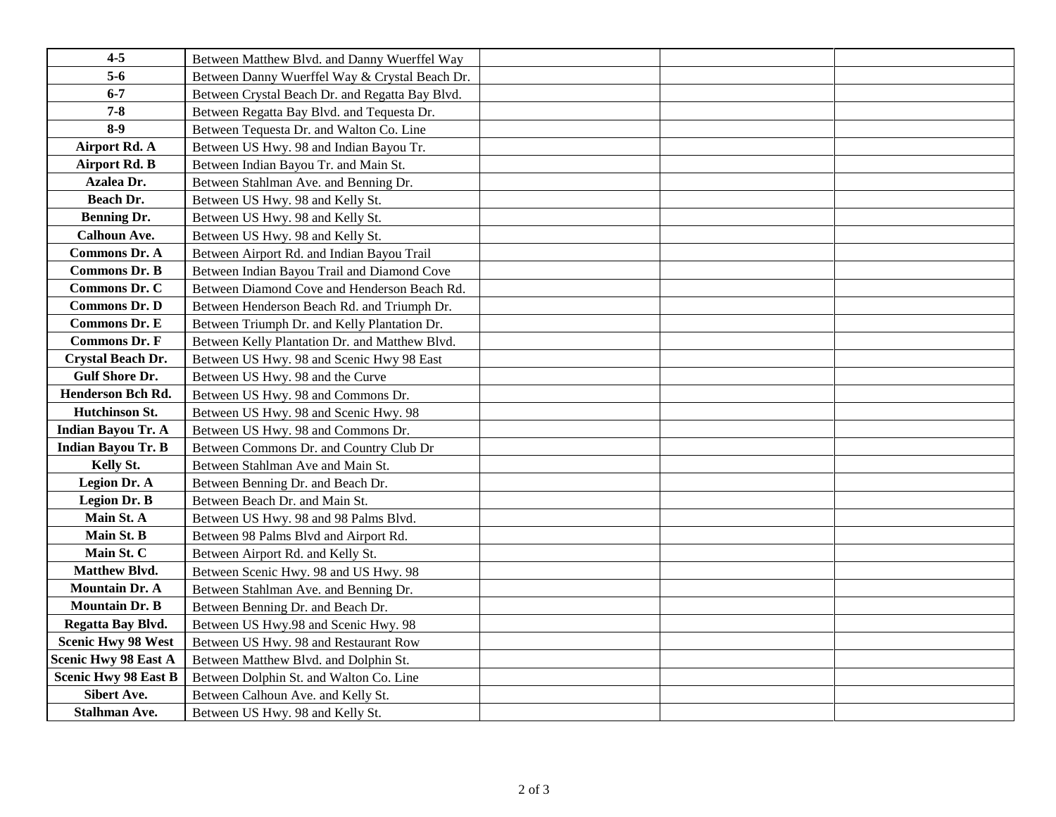| | | | | |
|---|---|---|---|---|
| **4-5** | Between Matthew Blvd. and Danny Wuerffel Way | | | |
| **5-6** | Between Danny Wuerffel Way & Crystal Beach Dr. | | | |
| **6-7** | Between Crystal Beach Dr. and Regatta Bay Blvd. | | | |
| **7-8** | Between Regatta Bay Blvd. and Tequesta Dr. | | | |
| **8-9** | Between Tequesta Dr. and Walton Co. Line | | | |
| **Airport Rd. A** | Between US Hwy. 98 and Indian Bayou Tr. | | | |
| **Airport Rd. B** | Between Indian Bayou Tr. and Main St. | | | |
| **Azalea Dr.** | Between Stahlman Ave. and Benning Dr. | | | |
| **Beach Dr.** | Between US Hwy. 98 and Kelly St. | | | |
| **Benning Dr.** | Between US Hwy. 98 and Kelly St. | | | |
| **Calhoun Ave.** | Between US Hwy. 98 and Kelly St. | | | |
| **Commons Dr. A** | Between Airport Rd. and Indian Bayou Trail | | | |
| **Commons Dr. B** | Between Indian Bayou Trail and Diamond Cove | | | |
| **Commons Dr. C** | Between Diamond Cove and Henderson Beach Rd. | | | |
| **Commons Dr. D** | Between Henderson Beach Rd. and Triumph Dr. | | | |
| **Commons Dr. E** | Between Triumph Dr. and Kelly Plantation Dr. | | | |
| **Commons Dr. F** | Between Kelly Plantation Dr. and Matthew Blvd. | | | |
| **Crystal Beach Dr.** | Between US Hwy. 98 and Scenic Hwy 98 East | | | |
| **Gulf Shore Dr.** | Between US Hwy. 98 and the Curve | | | |
| **Henderson Bch Rd.** | Between US Hwy. 98 and Commons Dr. | | | |
| **Hutchinson St.** | Between US Hwy. 98 and Scenic Hwy. 98 | | | |
| **Indian Bayou Tr. A** | Between US Hwy. 98 and Commons Dr. | | | |
| **Indian Bayou Tr. B** | Between Commons Dr. and Country Club Dr | | | |
| **Kelly St.** | Between Stahlman Ave and Main St. | | | |
| **Legion Dr. A** | Between Benning Dr. and Beach Dr. | | | |
| **Legion Dr. B** | Between Beach Dr. and Main St. | | | |
| **Main St. A** | Between US Hwy. 98 and 98 Palms Blvd. | | | |
| **Main St. B** | Between 98 Palms Blvd and Airport Rd. | | | |
| **Main St. C** | Between Airport Rd. and Kelly St. | | | |
| **Matthew Blvd.** | Between Scenic Hwy. 98 and US Hwy. 98 | | | |
| **Mountain Dr. A** | Between Stahlman Ave. and Benning Dr. | | | |
| **Mountain Dr. B** | Between Benning Dr. and Beach Dr. | | | |
| **Regatta Bay Blvd.** | Between US Hwy.98 and Scenic Hwy. 98 | | | |
| **Scenic Hwy 98 West** | Between US Hwy. 98 and Restaurant Row | | | |
| **Scenic Hwy 98 East A** | Between Matthew Blvd. and Dolphin St. | | | |
| **Scenic Hwy 98 East B** | Between Dolphin St. and Walton Co. Line | | | |
| **Sibert Ave.** | Between Calhoun Ave. and Kelly St. | | | |
| **Stalhman Ave.** | Between US Hwy. 98 and Kelly St. | | | |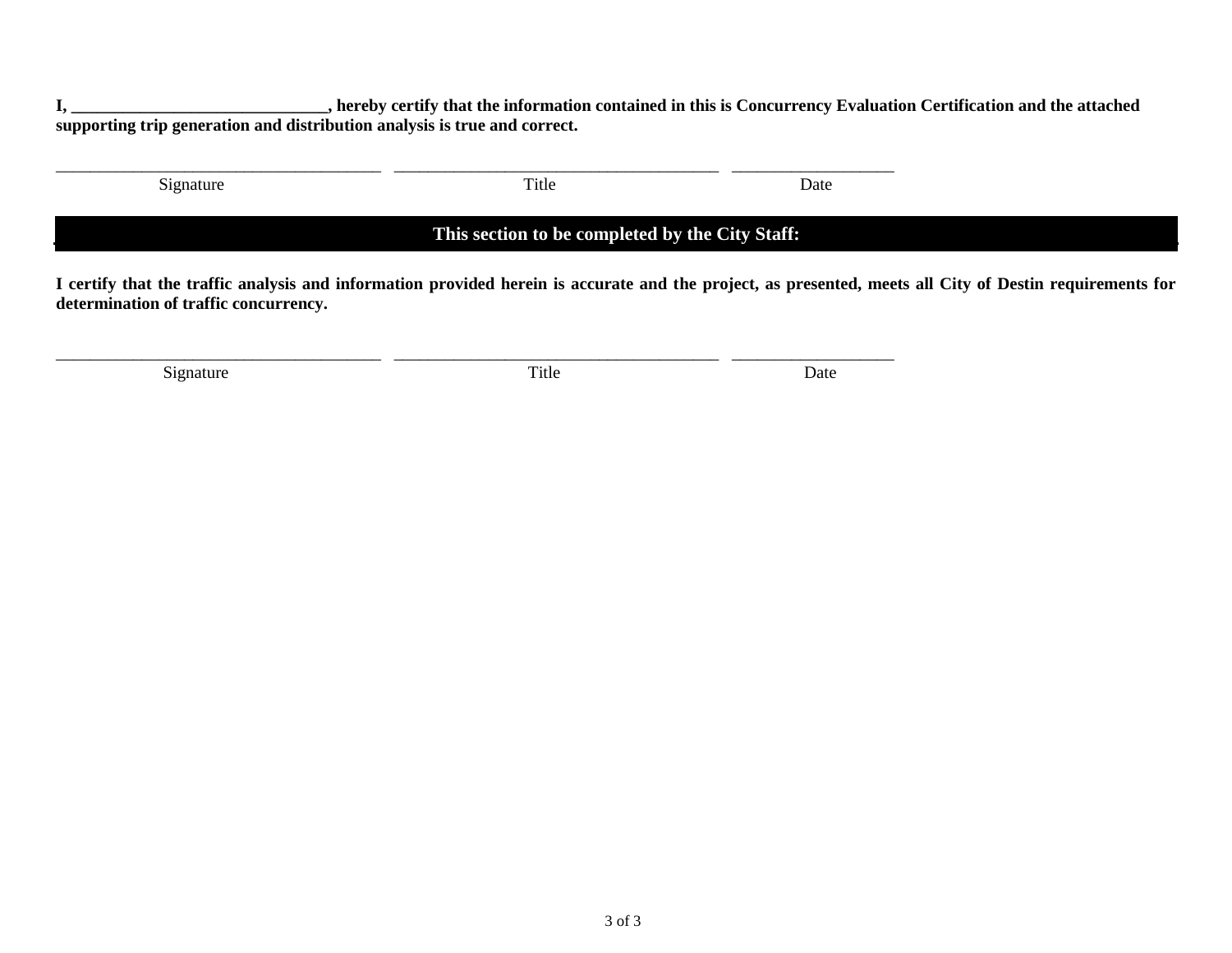**I, _____________________________, hereby certify that the information contained in this is Concurrency Evaluation Certification and the attached supporting trip generation and distribution analysis is true and correct.**

| ______________________________________ | ______________________________________ | __________________ |
|---|---|---|
| Signature | Title | Date |

## This section to be completed by the City Staff:

**I certify that the traffic analysis and information provided herein is accurate and the project, as presented, meets all City of Destin requirements for determination of traffic concurrency.**

| ______________________________________ | ______________________________________ | __________________ |
|---|---|---|
| Signature | Title | Date |